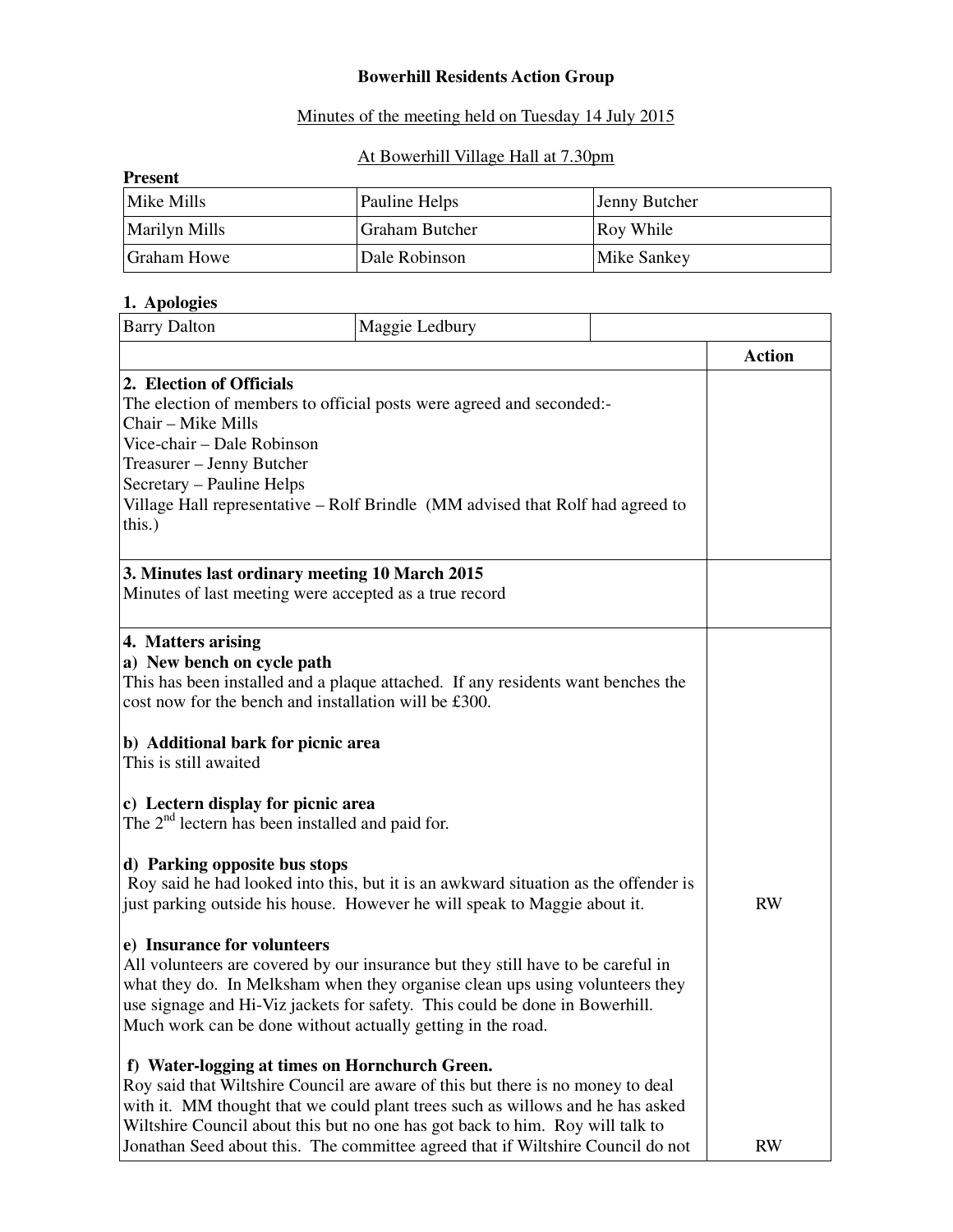# Bowerhill Residents Action Group

Minutes of the meeting held on Tuesday 14 July 2015

At Bowerhill Village Hall at 7.30pm

**Present**

| | | |
|---|---|---|
| Mike Mills | Pauline Helps | Jenny Butcher |
| Marilyn Mills | Graham Butcher | Roy While |
| Graham Howe | Dale Robinson | Mike Sankey |

**1. Apologies**

| | | |
|---|---|---|
| Barry Dalton | Maggie Ledbury | |

| | Action |
|---|---|
| **2. Election of Officials**<br>The election of members to official posts were agreed and seconded:-<br>Chair – Mike Mills<br>Vice-chair – Dale Robinson<br>Treasurer – Jenny Butcher<br>Secretary – Pauline Helps<br>Village Hall representative – Rolf Brindle (MM advised that Rolf had agreed to this.) | |
| **3. Minutes last ordinary meeting 10 March 2015**<br>Minutes of last meeting were accepted as a true record | |
| **4. Matters arising**<br>**a) New bench on cycle path**<br>This has been installed and a plaque attached. If any residents want benches the cost now for the bench and installation will be £300.<br><br>**b) Additional bark for picnic area**<br>This is still awaited<br><br>**c) Lectern display for picnic area**<br>The 2nd lectern has been installed and paid for.<br><br>**d) Parking opposite bus stops**<br>Roy said he had looked into this, but it is an awkward situation as the offender is just parking outside his house. However he will speak to Maggie about it. | RW |
| **e) Insurance for volunteers**<br>All volunteers are covered by our insurance but they still have to be careful in what they do. In Melksham when they organise clean ups using volunteers they use signage and Hi-Viz jackets for safety. This could be done in Bowerhill. Much work can be done without actually getting in the road.<br><br>**f) Water-logging at times on Hornchurch Green.**<br>Roy said that Wiltshire Council are aware of this but there is no money to deal with it. MM thought that we could plant trees such as willows and he has asked Wiltshire Council about this but no one has got back to him. Roy will talk to Jonathan Seed about this. The committee agreed that if Wiltshire Council do not | RW |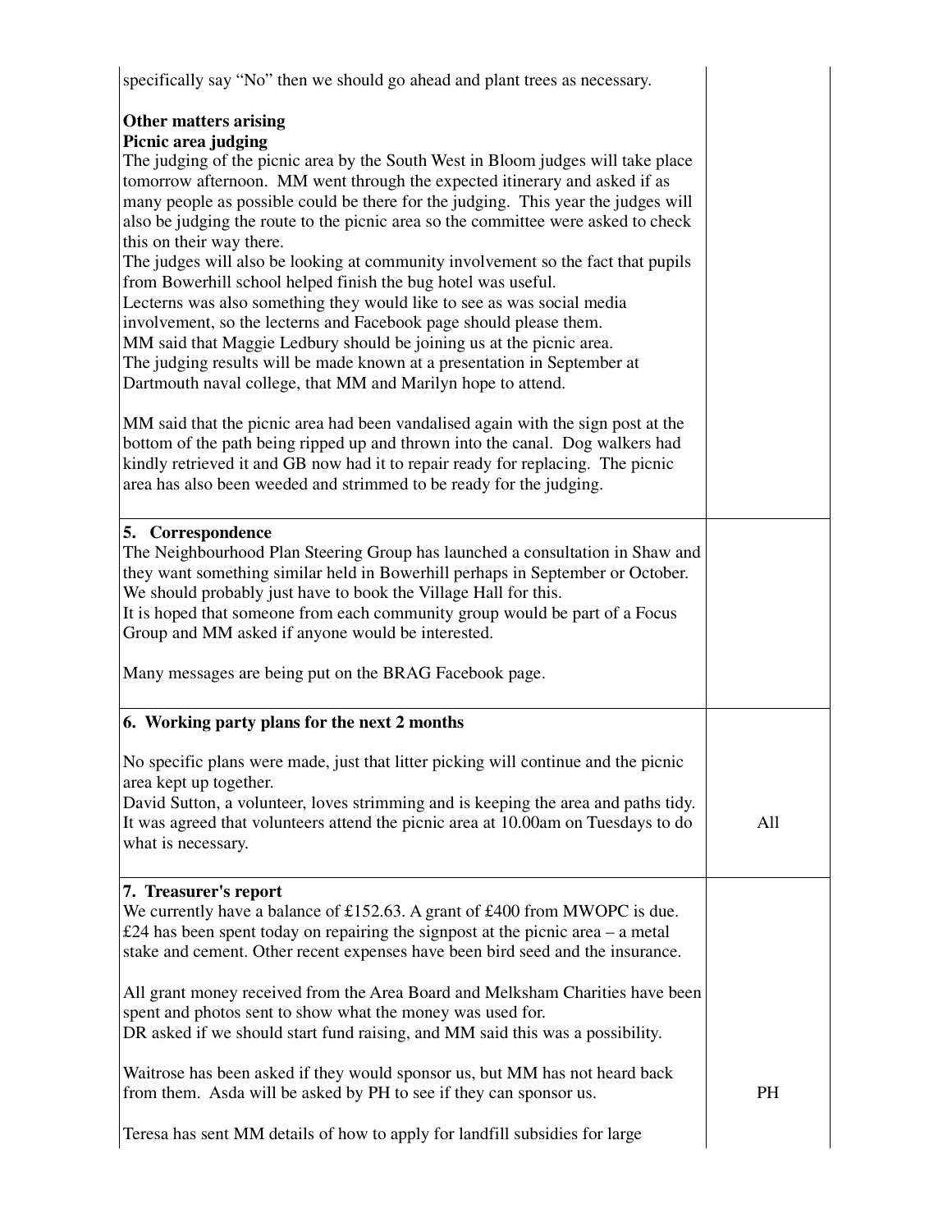| | |
|---|---|
| specifically say "No" then we should go ahead and plant trees as necessary.<br><br>**Other matters arising**<br>**Picnic area judging**<br>The judging of the picnic area by the South West in Bloom judges will take place tomorrow afternoon. MM went through the expected itinerary and asked if as many people as possible could be there for the judging. This year the judges will also be judging the route to the picnic area so the committee were asked to check this on their way there.<br>The judges will also be looking at community involvement so the fact that pupils from Bowerhill school helped finish the bug hotel was useful.<br>Lecterns was also something they would like to see as was social media involvement, so the lecterns and Facebook page should please them.<br>MM said that Maggie Ledbury should be joining us at the picnic area.<br>The judging results will be made known at a presentation in September at Dartmouth naval college, that MM and Marilyn hope to attend.<br><br>MM said that the picnic area had been vandalised again with the sign post at the bottom of the path being ripped up and thrown into the canal. Dog walkers had kindly retrieved it and GB now had it to repair ready for replacing. The picnic area has also been weeded and strimmed to be ready for the judging. | |
| **5. Correspondence**<br>The Neighbourhood Plan Steering Group has launched a consultation in Shaw and they want something similar held in Bowerhill perhaps in September or October. We should probably just have to book the Village Hall for this.<br>It is hoped that someone from each community group would be part of a Focus Group and MM asked if anyone would be interested.<br><br>Many messages are being put on the BRAG Facebook page. | |
| **6. Working party plans for the next 2 months**<br><br>No specific plans were made, just that litter picking will continue and the picnic area kept up together.<br>David Sutton, a volunteer, loves strimming and is keeping the area and paths tidy.<br>It was agreed that volunteers attend the picnic area at 10.00am on Tuesdays to do what is necessary. | All |
| **7. Treasurer's report**<br>We currently have a balance of £152.63. A grant of £400 from MWOPC is due.<br>£24 has been spent today on repairing the signpost at the picnic area – a metal stake and cement. Other recent expenses have been bird seed and the insurance.<br><br>All grant money received from the Area Board and Melksham Charities have been spent and photos sent to show what the money was used for.<br>DR asked if we should start fund raising, and MM said this was a possibility.<br><br>Waitrose has been asked if they would sponsor us, but MM has not heard back from them. Asda will be asked by PH to see if they can sponsor us.<br><br>Teresa has sent MM details of how to apply for landfill subsidies for large | PH |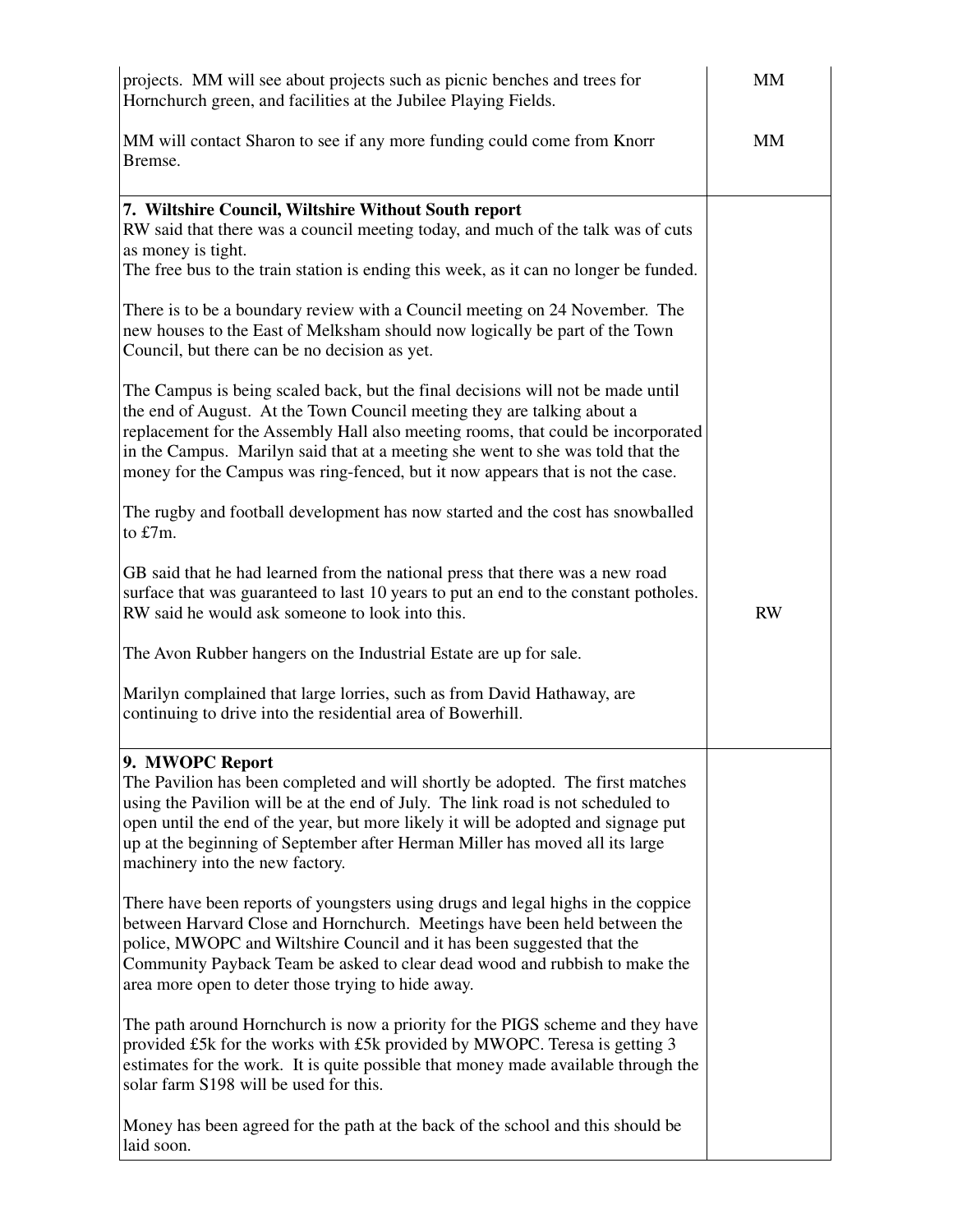| | |
|---|---|
| projects. MM will see about projects such as picnic benches and trees for Hornchurch green, and facilities at the Jubilee Playing Fields.<br><br>MM will contact Sharon to see if any more funding could come from Knorr Bremse. | MM<br><br>MM |
| **7. Wiltshire Council, Wiltshire Without South report**<br>RW said that there was a council meeting today, and much of the talk was of cuts as money is tight.<br>The free bus to the train station is ending this week, as it can no longer be funded.<br><br>There is to be a boundary review with a Council meeting on 24 November. The new houses to the East of Melksham should now logically be part of the Town Council, but there can be no decision as yet.<br><br>The Campus is being scaled back, but the final decisions will not be made until the end of August. At the Town Council meeting they are talking about a replacement for the Assembly Hall also meeting rooms, that could be incorporated in the Campus. Marilyn said that at a meeting she went to she was told that the money for the Campus was ring-fenced, but it now appears that is not the case.<br><br>The rugby and football development has now started and the cost has snowballed to £7m.<br><br>GB said that he had learned from the national press that there was a new road surface that was guaranteed to last 10 years to put an end to the constant potholes. RW said he would ask someone to look into this.<br><br>The Avon Rubber hangers on the Industrial Estate are up for sale.<br><br>Marilyn complained that large lorries, such as from David Hathaway, are continuing to drive into the residential area of Bowerhill. | <br><br><br><br><br><br><br><br><br><br><br><br><br><br><br><br><br><br>RW |
| **9. MWOPC Report**<br>The Pavilion has been completed and will shortly be adopted. The first matches using the Pavilion will be at the end of July. The link road is not scheduled to open until the end of the year, but more likely it will be adopted and signage put up at the beginning of September after Herman Miller has moved all its large machinery into the new factory.<br><br>There have been reports of youngsters using drugs and legal highs in the coppice between Harvard Close and Hornchurch. Meetings have been held between the police, MWOPC and Wiltshire Council and it has been suggested that the Community Payback Team be asked to clear dead wood and rubbish to make the area more open to deter those trying to hide away.<br><br>The path around Hornchurch is now a priority for the PIGS scheme and they have provided £5k for the works with £5k provided by MWOPC. Teresa is getting 3 estimates for the work. It is quite possible that money made available through the solar farm S198 will be used for this.<br><br>Money has been agreed for the path at the back of the school and this should be laid soon. | |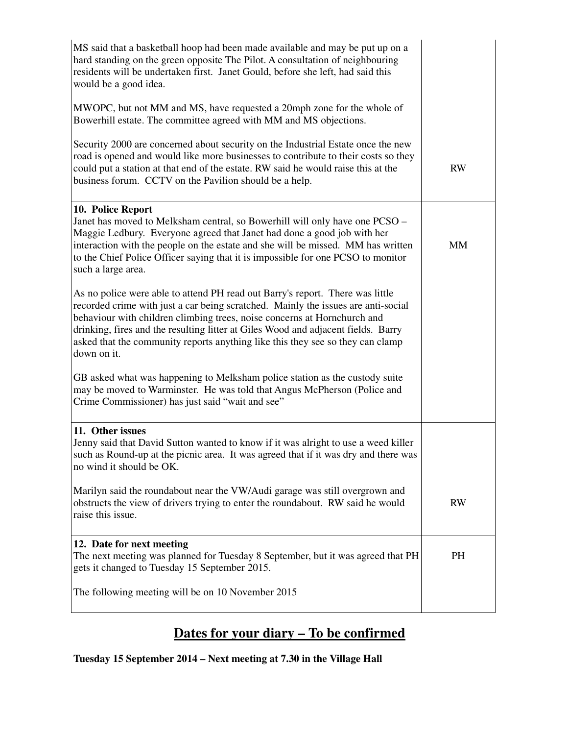| | |
|---|---|
| MS said that a basketball hoop had been made available and may be put up on a hard standing on the green opposite The Pilot. A consultation of neighbouring residents will be undertaken first. Janet Gould, before she left, had said this would be a good idea.<br><br>MWOPC, but not MM and MS, have requested a 20mph zone for the whole of Bowerhill estate. The committee agreed with MM and MS objections.<br><br>Security 2000 are concerned about security on the Industrial Estate once the new road is opened and would like more businesses to contribute to their costs so they could put a station at that end of the estate. RW said he would raise this at the business forum. CCTV on the Pavilion should be a help. | RW |
| **10. Police Report**<br>Janet has moved to Melksham central, so Bowerhill will only have one PCSO – Maggie Ledbury. Everyone agreed that Janet had done a good job with her interaction with the people on the estate and she will be missed. MM has written to the Chief Police Officer saying that it is impossible for one PCSO to monitor such a large area.<br><br>As no police were able to attend PH read out Barry's report. There was little recorded crime with just a car being scratched. Mainly the issues are anti-social behaviour with children climbing trees, noise concerns at Hornchurch and drinking, fires and the resulting litter at Giles Wood and adjacent fields. Barry asked that the community reports anything like this they see so they can clamp down on it.<br><br>GB asked what was happening to Melksham police station as the custody suite may be moved to Warminster. He was told that Angus McPherson (Police and Crime Commissioner) has just said "wait and see" | MM |
| **11. Other issues**<br>Jenny said that David Sutton wanted to know if it was alright to use a weed killer such as Round-up at the picnic area. It was agreed that if it was dry and there was no wind it should be OK.<br><br>Marilyn said the roundabout near the VW/Audi garage was still overgrown and obstructs the view of drivers trying to enter the roundabout. RW said he would raise this issue. | RW |
| **12. Date for next meeting**<br>The next meeting was planned for Tuesday 8 September, but it was agreed that PH gets it changed to Tuesday 15 September 2015.<br><br>The following meeting will be on 10 November 2015 | PH |

## Dates for your diary – To be confirmed

**Tuesday 15 September 2014 – Next meeting at 7.30 in the Village Hall**